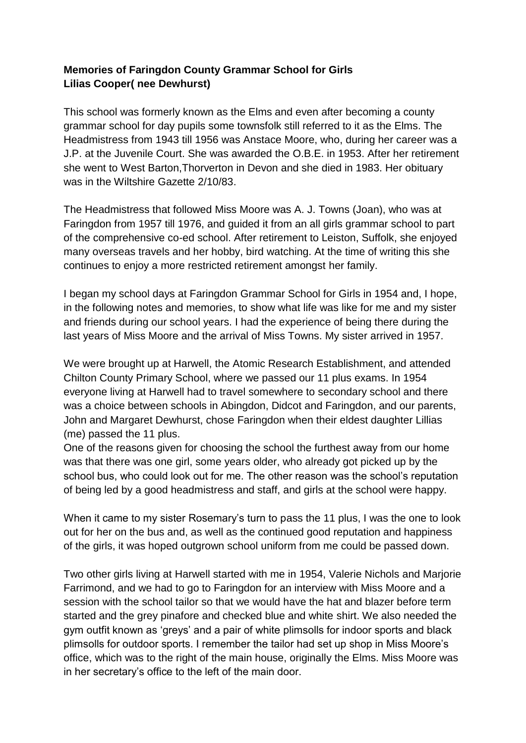**Memories of Faringdon County Grammar School for Girls**
**Lilias Cooper( nee Dewhurst)**

This school was formerly known as the Elms and even after becoming a county grammar school for day pupils some townsfolk still referred to it as the Elms. The Headmistress from 1943 till 1956 was Anstace Moore, who, during her career was a J.P. at the Juvenile Court. She was awarded the O.B.E. in 1953. After her retirement she went to West Barton,Thorverton in Devon and she died in 1983. Her obituary was in the Wiltshire Gazette 2/10/83.

The Headmistress that followed Miss Moore was A. J. Towns (Joan), who was at Faringdon from 1957 till 1976, and guided it from an all girls grammar school to part of the comprehensive co-ed school. After retirement to Leiston, Suffolk, she enjoyed many overseas travels and her hobby, bird watching. At the time of writing this she continues to enjoy a more restricted retirement amongst her family.

I began my school days at Faringdon Grammar School for Girls in 1954 and, I hope, in the following notes and memories, to show what life was like for me and my sister and friends during our school years. I had the experience of being there during the last years of Miss Moore and the arrival of Miss Towns. My sister arrived in 1957.

We were brought up at Harwell, the Atomic Research Establishment, and attended Chilton County Primary School, where we passed our 11 plus exams. In 1954 everyone living at Harwell had to travel somewhere to secondary school and there was a choice between schools in Abingdon, Didcot and Faringdon, and our parents, John and Margaret Dewhurst, chose Faringdon when their eldest daughter Lillias (me) passed the 11 plus.
One of the reasons given for choosing the school the furthest away from our home was that there was one girl, some years older, who already got picked up by the school bus, who could look out for me. The other reason was the school's reputation of being led by a good headmistress and staff, and girls at the school were happy.

When it came to my sister Rosemary's turn to pass the 11 plus, I was the one to look out for her on the bus and, as well as the continued good reputation and happiness of the girls, it was hoped outgrown school uniform from me could be passed down.

Two other girls living at Harwell started with me in 1954, Valerie Nichols and Marjorie Farrimond, and we had to go to Faringdon for an interview with Miss Moore and a session with the school tailor so that we would have the hat and blazer before term started and the grey pinafore and checked blue and white shirt. We also needed the gym outfit known as 'greys' and a pair of white plimsolls for indoor sports and black plimsolls for outdoor sports. I remember the tailor had set up shop in Miss Moore's office, which was to the right of the main house, originally the Elms. Miss Moore was in her secretary's office to the left of the main door.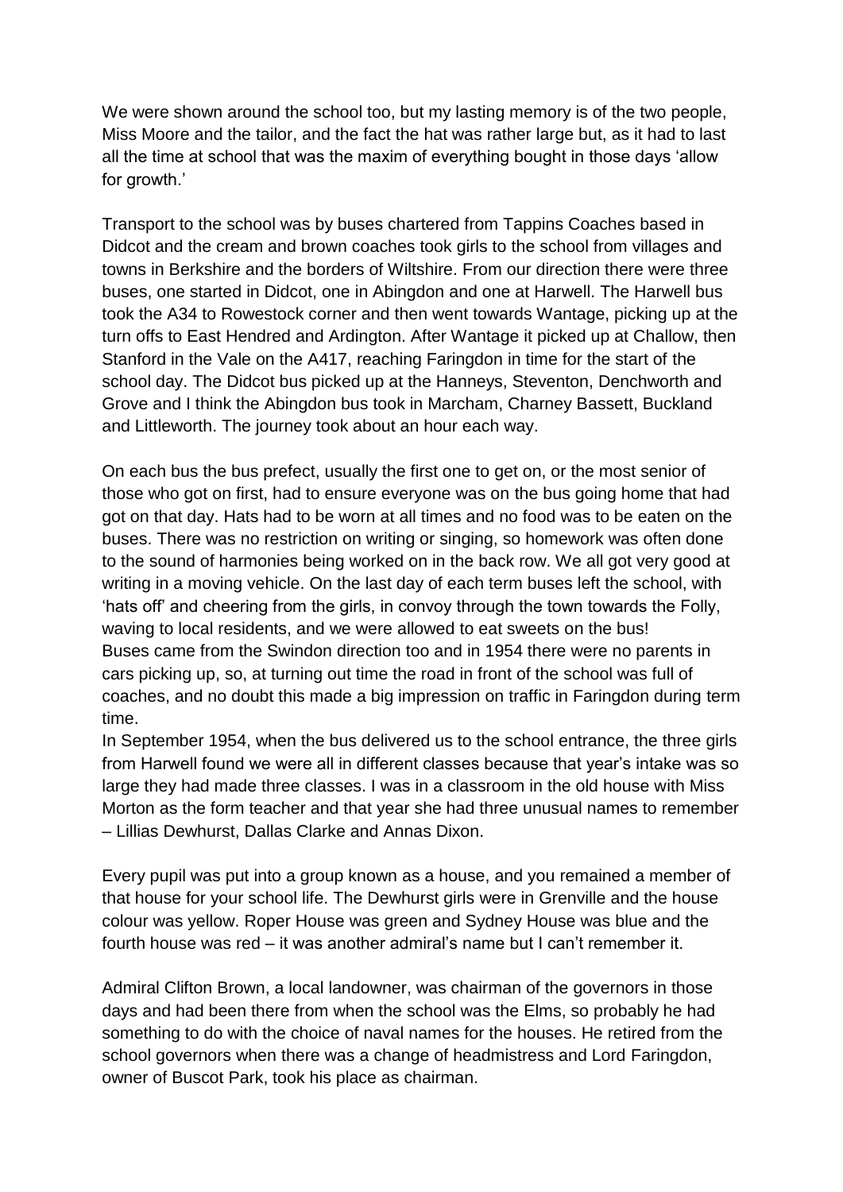We were shown around the school too, but my lasting memory is of the two people, Miss Moore and the tailor, and the fact the hat was rather large but, as it had to last all the time at school that was the maxim of everything bought in those days 'allow for growth.'

Transport to the school was by buses chartered from Tappins Coaches based in Didcot and the cream and brown coaches took girls to the school from villages and towns in Berkshire and the borders of Wiltshire. From our direction there were three buses, one started in Didcot, one in Abingdon and one at Harwell. The Harwell bus took the A34 to Rowestock corner and then went towards Wantage, picking up at the turn offs to East Hendred and Ardington. After Wantage it picked up at Challow, then Stanford in the Vale on the A417, reaching Faringdon in time for the start of the school day. The Didcot bus picked up at the Hanneys, Steventon, Denchworth and Grove and I think the Abingdon bus took in Marcham, Charney Bassett, Buckland and Littleworth. The journey took about an hour each way.

On each bus the bus prefect, usually the first one to get on, or the most senior of those who got on first, had to ensure everyone was on the bus going home that had got on that day. Hats had to be worn at all times and no food was to be eaten on the buses. There was no restriction on writing or singing, so homework was often done to the sound of harmonies being worked on in the back row. We all got very good at writing in a moving vehicle. On the last day of each term buses left the school, with 'hats off' and cheering from the girls, in convoy through the town towards the Folly, waving to local residents, and we were allowed to eat sweets on the bus!
Buses came from the Swindon direction too and in 1954 there were no parents in cars picking up, so, at turning out time the road in front of the school was full of coaches, and no doubt this made a big impression on traffic in Faringdon during term time.
In September 1954, when the bus delivered us to the school entrance, the three girls from Harwell found we were all in different classes because that year's intake was so large they had made three classes. I was in a classroom in the old house with Miss Morton as the form teacher and that year she had three unusual names to remember – Lillias Dewhurst, Dallas Clarke and Annas Dixon.

Every pupil was put into a group known as a house, and you remained a member of that house for your school life. The Dewhurst girls were in Grenville and the house colour was yellow. Roper House was green and Sydney House was blue and the fourth house was red – it was another admiral's name but I can't remember it.

Admiral Clifton Brown, a local landowner, was chairman of the governors in those days and had been there from when the school was the Elms, so probably he had something to do with the choice of naval names for the houses. He retired from the school governors when there was a change of headmistress and Lord Faringdon, owner of Buscot Park, took his place as chairman.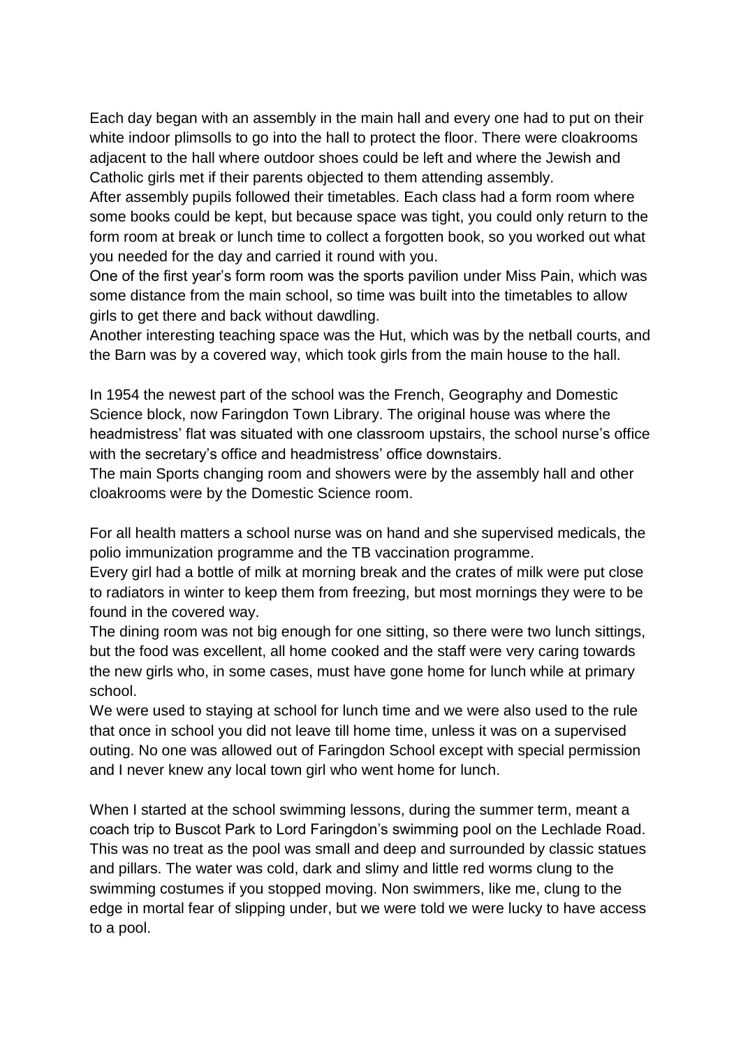Each day began with an assembly in the main hall and every one had to put on their white indoor plimsolls to go into the hall to protect the floor. There were cloakrooms adjacent to the hall where outdoor shoes could be left and where the Jewish and Catholic girls met if their parents objected to them attending assembly.
After assembly pupils followed their timetables. Each class had a form room where some books could be kept, but because space was tight, you could only return to the form room at break or lunch time to collect a forgotten book, so you worked out what you needed for the day and carried it round with you.
One of the first year's form room was the sports pavilion under Miss Pain, which was some distance from the main school, so time was built into the timetables to allow girls to get there and back without dawdling.
Another interesting teaching space was the Hut, which was by the netball courts, and the Barn was by a covered way, which took girls from the main house to the hall.

In 1954 the newest part of the school was the French, Geography and Domestic Science block, now Faringdon Town Library. The original house was where the headmistress' flat was situated with one classroom upstairs, the school nurse's office with the secretary's office and headmistress' office downstairs.
The main Sports changing room and showers were by the assembly hall and other cloakrooms were by the Domestic Science room.

For all health matters a school nurse was on hand and she supervised medicals, the polio immunization programme and the TB vaccination programme.
Every girl had a bottle of milk at morning break and the crates of milk were put close to radiators in winter to keep them from freezing, but most mornings they were to be found in the covered way.
The dining room was not big enough for one sitting, so there were two lunch sittings, but the food was excellent, all home cooked and the staff were very caring towards the new girls who, in some cases, must have gone home for lunch while at primary school.
We were used to staying at school for lunch time and we were also used to the rule that once in school you did not leave till home time, unless it was on a supervised outing. No one was allowed out of Faringdon School except with special permission and I never knew any local town girl who went home for lunch.

When I started at the school swimming lessons, during the summer term, meant a coach trip to Buscot Park to Lord Faringdon's swimming pool on the Lechlade Road. This was no treat as the pool was small and deep and surrounded by classic statues and pillars. The water was cold, dark and slimy and little red worms clung to the swimming costumes if you stopped moving. Non swimmers, like me, clung to the edge in mortal fear of slipping under, but we were told we were lucky to have access to a pool.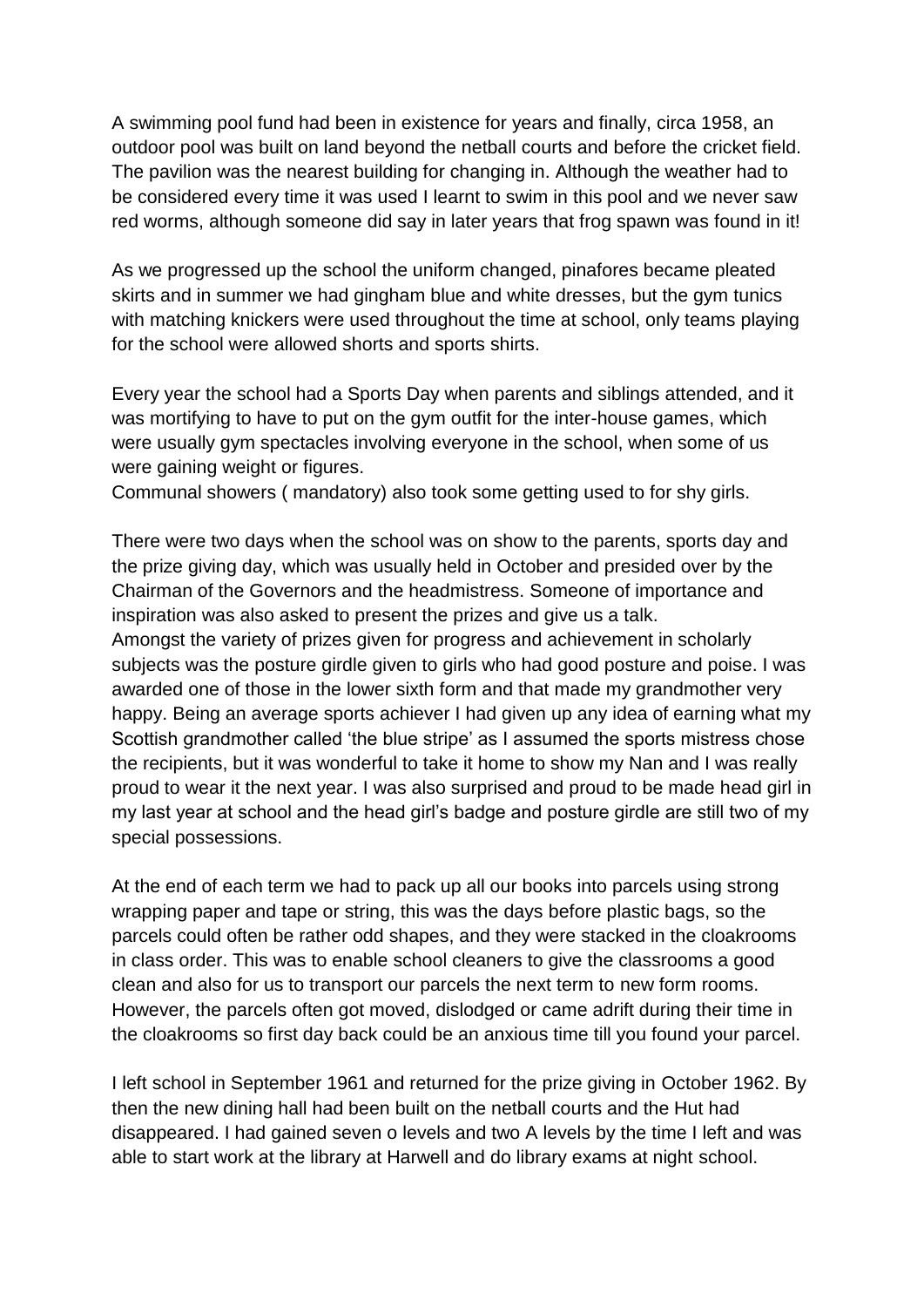A swimming pool fund had been in existence for years and finally, circa 1958, an outdoor pool was built on land beyond the netball courts and before the cricket field. The pavilion was the nearest building for changing in. Although the weather had to be considered every time it was used I learnt to swim in this pool and we never saw red worms, although someone did say in later years that frog spawn was found in it!

As we progressed up the school the uniform changed, pinafores became pleated skirts and in summer we had gingham blue and white dresses, but the gym tunics with matching knickers were used throughout the time at school, only teams playing for the school were allowed shorts and sports shirts.

Every year the school had a Sports Day when parents and siblings attended, and it was mortifying to have to put on the gym outfit for the inter-house games, which were usually gym spectacles involving everyone in the school, when some of us were gaining weight or figures.
Communal showers ( mandatory) also took some getting used to for shy girls.

There were two days when the school was on show to the parents, sports day and the prize giving day, which was usually held in October and presided over by the Chairman of the Governors and the headmistress. Someone of importance and inspiration was also asked to present the prizes and give us a talk.
Amongst the variety of prizes given for progress and achievement in scholarly subjects was the posture girdle given to girls who had good posture and poise. I was awarded one of those in the lower sixth form and that made my grandmother very happy. Being an average sports achiever I had given up any idea of earning what my Scottish grandmother called 'the blue stripe' as I assumed the sports mistress chose the recipients, but it was wonderful to take it home to show my Nan and I was really proud to wear it the next year. I was also surprised and proud to be made head girl in my last year at school and the head girl's badge and posture girdle are still two of my special possessions.

At the end of each term we had to pack up all our books into parcels using strong wrapping paper and tape or string, this was the days before plastic bags, so the parcels could often be rather odd shapes, and they were stacked in the cloakrooms in class order. This was to enable school cleaners to give the classrooms a good clean and also for us to transport our parcels the next term to new form rooms. However, the parcels often got moved, dislodged or came adrift during their time in the cloakrooms so first day back could be an anxious time till you found your parcel.

I left school in September 1961 and returned for the prize giving in October 1962. By then the new dining hall had been built on the netball courts and the Hut had disappeared. I had gained seven o levels and two A levels by the time I left and was able to start work at the library at Harwell and do library exams at night school.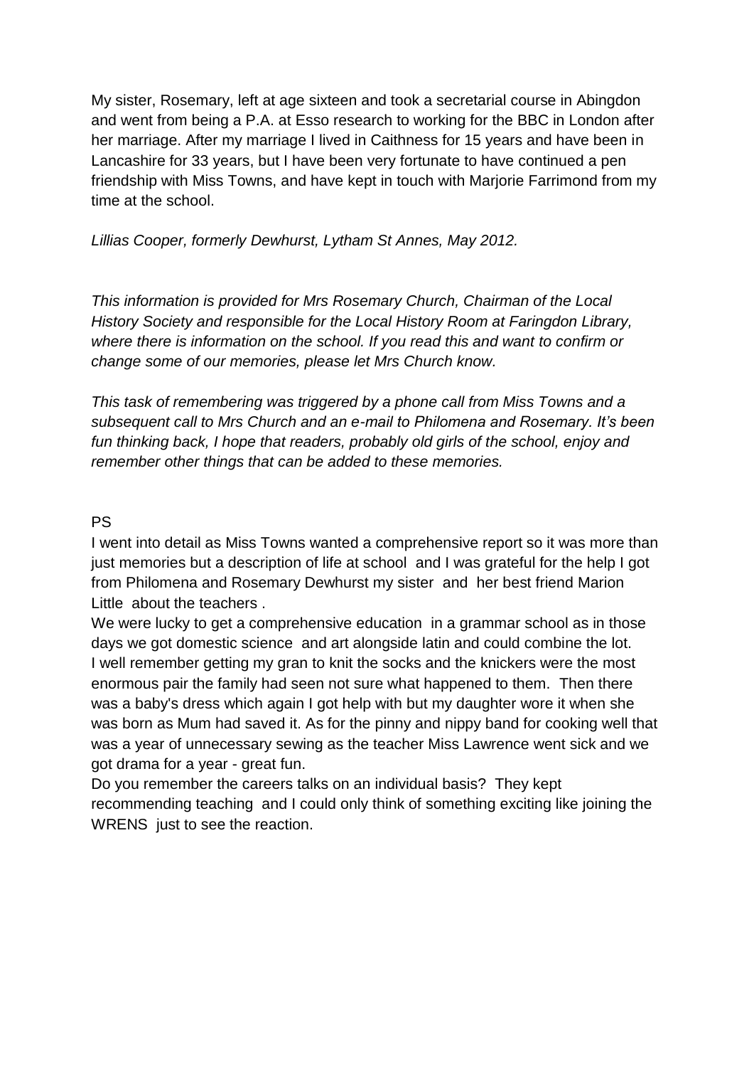My sister, Rosemary, left at age sixteen and took a secretarial course in Abingdon and went from being a P.A. at Esso research to working for the BBC in London after her marriage. After my marriage I lived in Caithness for 15 years and have been in Lancashire for 33 years, but I have been very fortunate to have continued a pen friendship with Miss Towns, and have kept in touch with Marjorie Farrimond from my time at the school.

*Lillias Cooper, formerly Dewhurst, Lytham St Annes, May 2012.*

*This information is provided for Mrs Rosemary Church, Chairman of the Local History Society and responsible for the Local History Room at Faringdon Library, where there is information on the school. If you read this and want to confirm or change some of our memories, please let Mrs Church know.*

*This task of remembering was triggered by a phone call from Miss Towns and a subsequent call to Mrs Church and an e-mail to Philomena and Rosemary. It's been fun thinking back, I hope that readers, probably old girls of the school, enjoy and remember other things that can be added to these memories.*

PS

I went into detail as Miss Towns wanted a comprehensive report so it was more than just memories but a description of life at school and I was grateful for the help I got from Philomena and Rosemary Dewhurst my sister and her best friend Marion Little about the teachers .

We were lucky to get a comprehensive education in a grammar school as in those days we got domestic science and art alongside latin and could combine the lot. I well remember getting my gran to knit the socks and the knickers were the most enormous pair the family had seen not sure what happened to them. Then there was a baby's dress which again I got help with but my daughter wore it when she was born as Mum had saved it. As for the pinny and nippy band for cooking well that was a year of unnecessary sewing as the teacher Miss Lawrence went sick and we got drama for a year - great fun.

Do you remember the careers talks on an individual basis? They kept recommending teaching and I could only think of something exciting like joining the WRENS just to see the reaction.